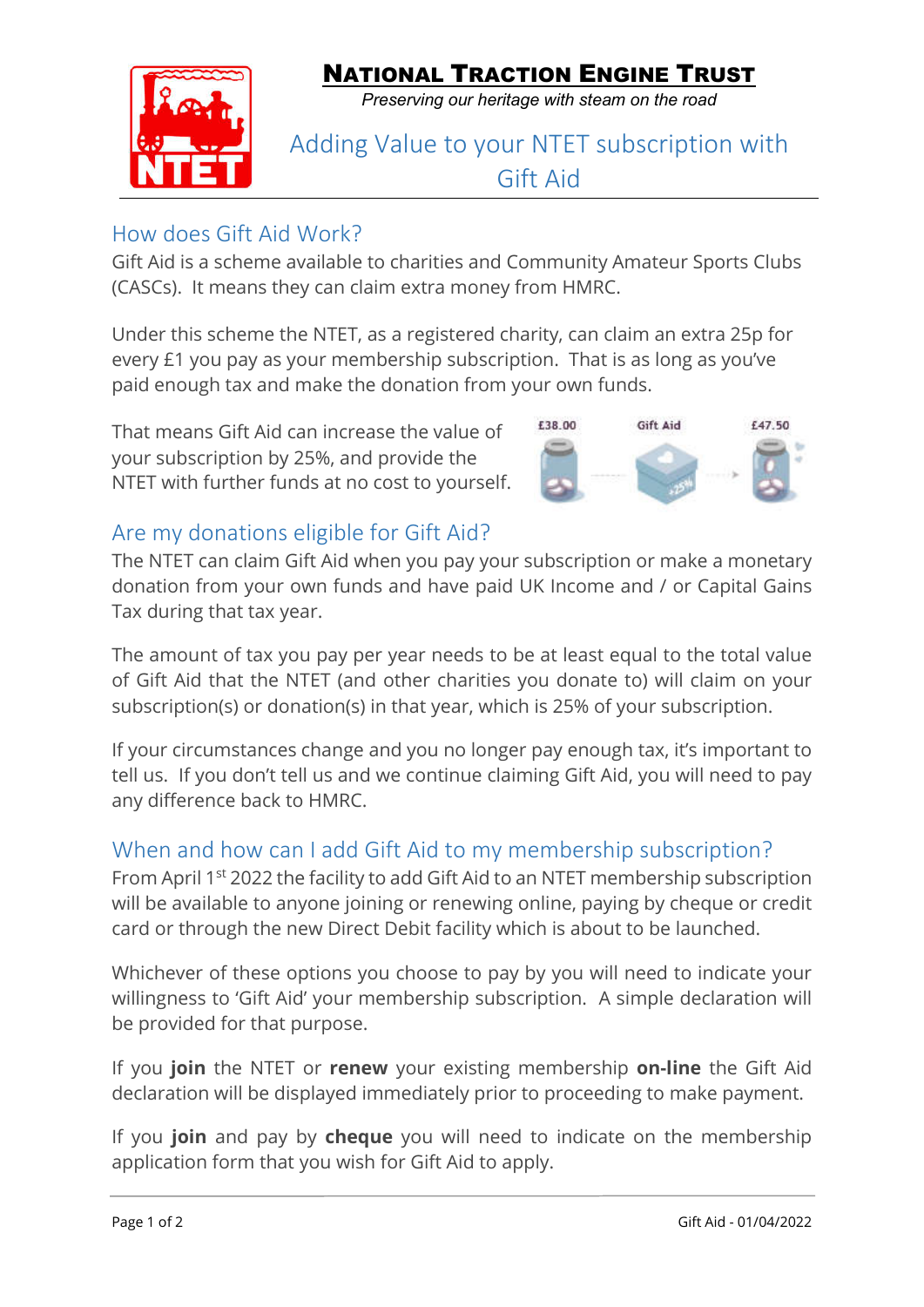# National Traction Engine Trust

*Preserving our heritage with steam on the road*

## Adding Value to your NTET subscription with Gift Aid

### How does Gift Aid Work?

Gift Aid is a scheme available to charities and Community Amateur Sports Clubs (CASCs). It means they can claim extra money from HMRC.

Under this scheme the NTET, as a registered charity, can claim an extra 25p for every £1 you pay as your membership subscription. That is as long as you've paid enough tax and make the donation from your own funds.

That means Gift Aid can increase the value of your subscription by 25%, and provide the NTET with further funds at no cost to yourself.

### Are my donations eligible for Gift Aid?

The NTET can claim Gift Aid when you pay your subscription or make a monetary donation from your own funds and have paid UK Income and / or Capital Gains Tax during that tax year.

The amount of tax you pay per year needs to be at least equal to the total value of Gift Aid that the NTET (and other charities you donate to) will claim on your subscription(s) or donation(s) in that year, which is 25% of your subscription.

If your circumstances change and you no longer pay enough tax, it's important to tell us. If you don't tell us and we continue claiming Gift Aid, you will need to pay any difference back to HMRC.

### When and how can I add Gift Aid to my membership subscription?

From April 1st 2022 the facility to add Gift Aid to an NTET membership subscription will be available to anyone joining or renewing online, paying by cheque or credit card or through the new Direct Debit facility which is about to be launched.

Whichever of these options you choose to pay by you will need to indicate your willingness to 'Gift Aid' your membership subscription. A simple declaration will be provided for that purpose.

If you **join** the NTET or **renew** your existing membership **on-line** the Gift Aid declaration will be displayed immediately prior to proceeding to make payment.

If you **join** and pay by **cheque** you will need to indicate on the membership application form that you wish for Gift Aid to apply.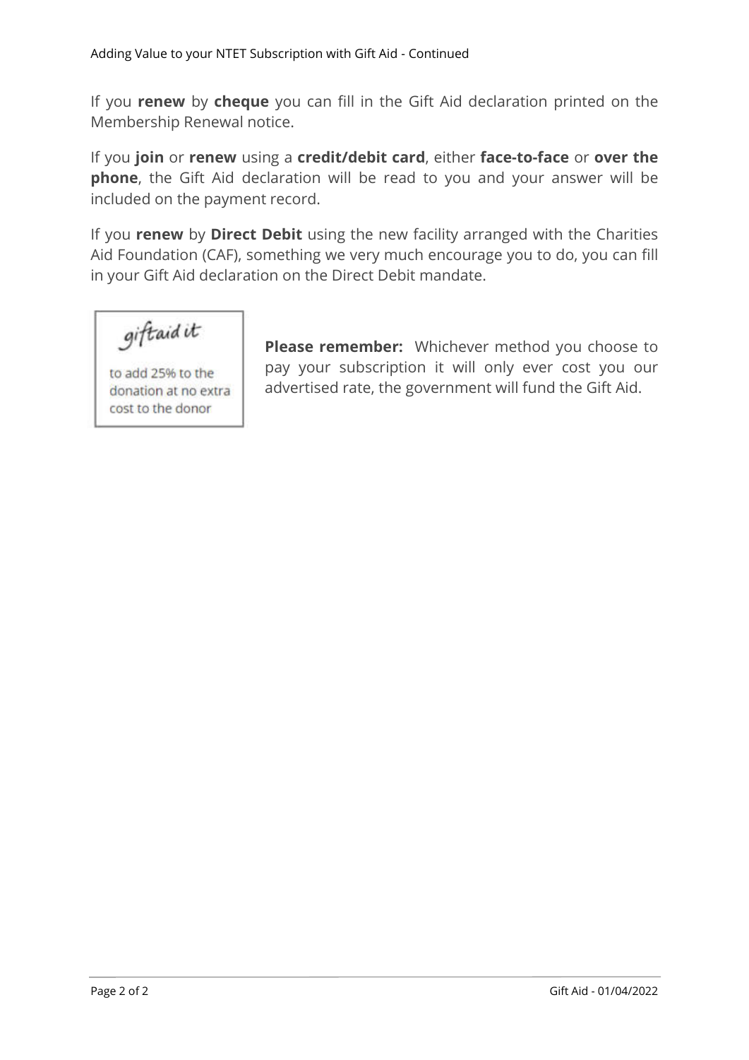If you **renew** by **cheque** you can fill in the Gift Aid declaration printed on the Membership Renewal notice.

If you **join** or **renew** using a **credit/debit card**, either **face-to-face** or **over the phone**, the Gift Aid declaration will be read to you and your answer will be included on the payment record.

If you **renew** by **Direct Debit** using the new facility arranged with the Charities Aid Foundation (CAF), something we very much encourage you to do, you can fill in your Gift Aid declaration on the Direct Debit mandate.

giftaid it

to add 25% to the donation at no extra cost to the donor

**Please remember:** Whichever method you choose to pay your subscription it will only ever cost you our advertised rate, the government will fund the Gift Aid.